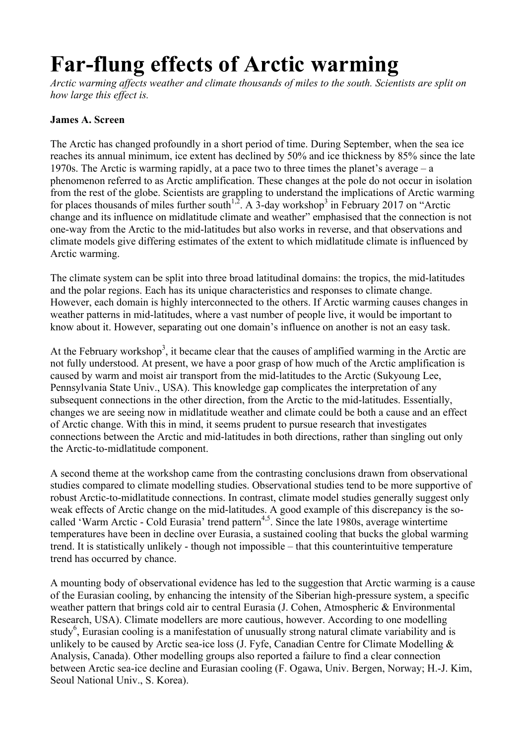# Far-flung effects of Arctic warming

*Arctic warming affects weather and climate thousands of miles to the south. Scientists are split on how large this effect is.*

**James A. Screen**

The Arctic has changed profoundly in a short period of time. During September, when the sea ice reaches its annual minimum, ice extent has declined by 50% and ice thickness by 85% since the late 1970s. The Arctic is warming rapidly, at a pace two to three times the planet's average – a phenomenon referred to as Arctic amplification. These changes at the pole do not occur in isolation from the rest of the globe. Scientists are grappling to understand the implications of Arctic warming for places thousands of miles further south[1,2]. A 3-day workshop[3] in February 2017 on "Arctic change and its influence on midlatitude climate and weather" emphasised that the connection is not one-way from the Arctic to the mid-latitudes but also works in reverse, and that observations and climate models give differing estimates of the extent to which midlatitude climate is influenced by Arctic warming.

The climate system can be split into three broad latitudinal domains: the tropics, the mid-latitudes and the polar regions. Each has its unique characteristics and responses to climate change. However, each domain is highly interconnected to the others. If Arctic warming causes changes in weather patterns in mid-latitudes, where a vast number of people live, it would be important to know about it. However, separating out one domain's influence on another is not an easy task.

At the February workshop[3], it became clear that the causes of amplified warming in the Arctic are not fully understood. At present, we have a poor grasp of how much of the Arctic amplification is caused by warm and moist air transport from the mid-latitudes to the Arctic (Sukyoung Lee, Pennsylvania State Univ., USA). This knowledge gap complicates the interpretation of any subsequent connections in the other direction, from the Arctic to the mid-latitudes. Essentially, changes we are seeing now in midlatitude weather and climate could be both a cause and an effect of Arctic change. With this in mind, it seems prudent to pursue research that investigates connections between the Arctic and mid-latitudes in both directions, rather than singling out only the Arctic-to-midlatitude component.

A second theme at the workshop came from the contrasting conclusions drawn from observational studies compared to climate modelling studies. Observational studies tend to be more supportive of robust Arctic-to-midlatitude connections. In contrast, climate model studies generally suggest only weak effects of Arctic change on the mid-latitudes. A good example of this discrepancy is the so-called 'Warm Arctic - Cold Eurasia' trend pattern[4,5]. Since the late 1980s, average wintertime temperatures have been in decline over Eurasia, a sustained cooling that bucks the global warming trend. It is statistically unlikely - though not impossible – that this counterintuitive temperature trend has occurred by chance.

A mounting body of observational evidence has led to the suggestion that Arctic warming is a cause of the Eurasian cooling, by enhancing the intensity of the Siberian high-pressure system, a specific weather pattern that brings cold air to central Eurasia (J. Cohen, Atmospheric & Environmental Research, USA). Climate modellers are more cautious, however. According to one modelling study[6], Eurasian cooling is a manifestation of unusually strong natural climate variability and is unlikely to be caused by Arctic sea-ice loss (J. Fyfe, Canadian Centre for Climate Modelling & Analysis, Canada). Other modelling groups also reported a failure to find a clear connection between Arctic sea-ice decline and Eurasian cooling (F. Ogawa, Univ. Bergen, Norway; H.-J. Kim, Seoul National Univ., S. Korea).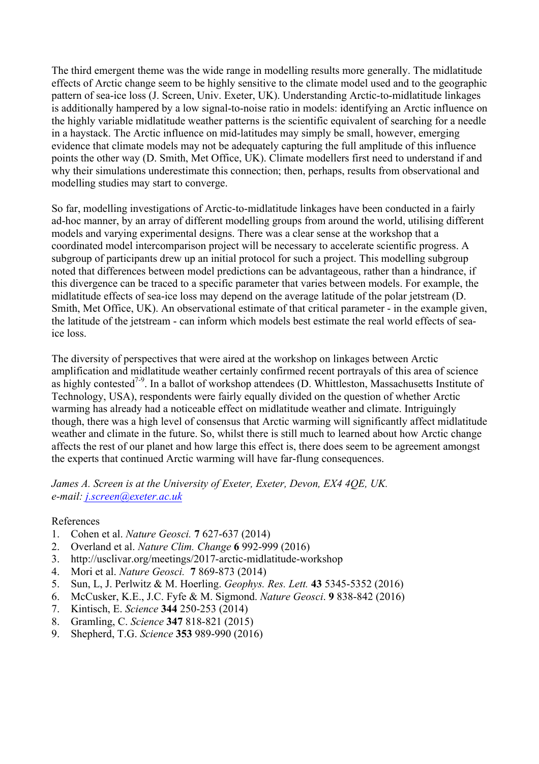The third emergent theme was the wide range in modelling results more generally. The midlatitude effects of Arctic change seem to be highly sensitive to the climate model used and to the geographic pattern of sea-ice loss (J. Screen, Univ. Exeter, UK). Understanding Arctic-to-midlatitude linkages is additionally hampered by a low signal-to-noise ratio in models: identifying an Arctic influence on the highly variable midlatitude weather patterns is the scientific equivalent of searching for a needle in a haystack. The Arctic influence on mid-latitudes may simply be small, however, emerging evidence that climate models may not be adequately capturing the full amplitude of this influence points the other way (D. Smith, Met Office, UK). Climate modellers first need to understand if and why their simulations underestimate this connection; then, perhaps, results from observational and modelling studies may start to converge.

So far, modelling investigations of Arctic-to-midlatitude linkages have been conducted in a fairly ad-hoc manner, by an array of different modelling groups from around the world, utilising different models and varying experimental designs. There was a clear sense at the workshop that a coordinated model intercomparison project will be necessary to accelerate scientific progress. A subgroup of participants drew up an initial protocol for such a project. This modelling subgroup noted that differences between model predictions can be advantageous, rather than a hindrance, if this divergence can be traced to a specific parameter that varies between models. For example, the midlatitude effects of sea-ice loss may depend on the average latitude of the polar jetstream (D. Smith, Met Office, UK). An observational estimate of that critical parameter - in the example given, the latitude of the jetstream - can inform which models best estimate the real world effects of sea-ice loss.

The diversity of perspectives that were aired at the workshop on linkages between Arctic amplification and midlatitude weather certainly confirmed recent portrayals of this area of science as highly contested[7-9]. In a ballot of workshop attendees (D. Whittleston, Massachusetts Institute of Technology, USA), respondents were fairly equally divided on the question of whether Arctic warming has already had a noticeable effect on midlatitude weather and climate. Intriguingly though, there was a high level of consensus that Arctic warming will significantly affect midlatitude weather and climate in the future. So, whilst there is still much to learned about how Arctic change affects the rest of our planet and how large this effect is, there does seem to be agreement amongst the experts that continued Arctic warming will have far-flung consequences.

*James A. Screen is at the University of Exeter, Exeter, Devon, EX4 4QE, UK.*
*e-mail: j.screen@exeter.ac.uk*

References

1. Cohen et al. *Nature Geosci.* **7** 627-637 (2014)
2. Overland et al. *Nature Clim. Change* **6** 992-999 (2016)
3. http://usclivar.org/meetings/2017-arctic-midlatitude-workshop
4. Mori et al. *Nature Geosci.* **7** 869-873 (2014)
5. Sun, L, J. Perlwitz & M. Hoerling. *Geophys. Res. Lett.* **43** 5345-5352 (2016)
6. McCusker, K.E., J.C. Fyfe & M. Sigmond. *Nature Geosci*. **9** 838-842 (2016)
7. Kintisch, E. *Science* **344** 250-253 (2014)
8. Gramling, C. *Science* **347** 818-821 (2015)
9. Shepherd, T.G. *Science* **353** 989-990 (2016)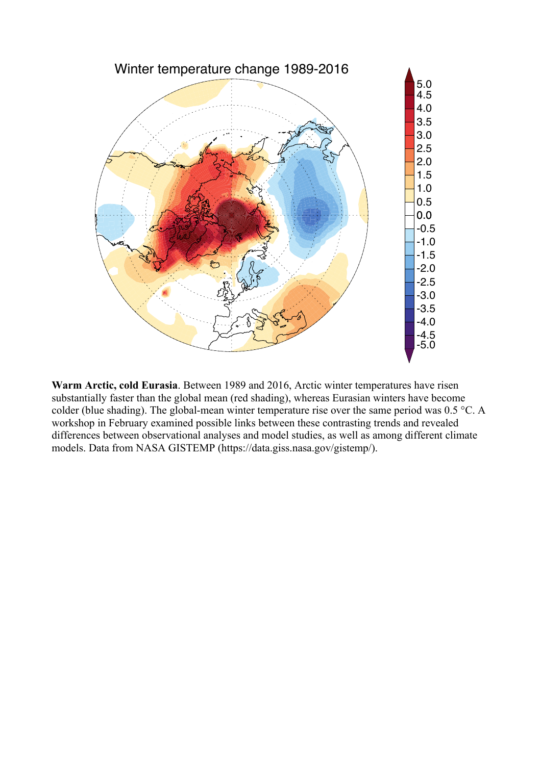Winter temperature change 1989-2016

5.0
4.5
4.0
3.5
3.0
2.5
2.0
1.5
1.0
0.5
0.0
-0.5
-1.0
-1.5
-2.0
-2.5
-3.0
-3.5
-4.0
-4.5
-5.0

**Warm Arctic, cold Eurasia**. Between 1989 and 2016, Arctic winter temperatures have risen substantially faster than the global mean (red shading), whereas Eurasian winters have become colder (blue shading). The global-mean winter temperature rise over the same period was 0.5 °C. A workshop in February examined possible links between these contrasting trends and revealed differences between observational analyses and model studies, as well as among different climate models. Data from NASA GISTEMP (https://data.giss.nasa.gov/gistemp/).